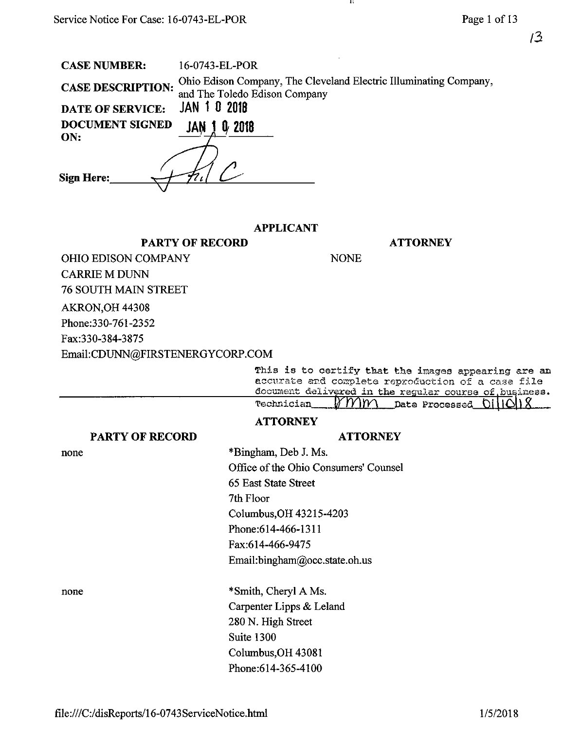13

**CASE NUMBER:** 16-0743-EL-POR

**CASE DESCRIPTION:** Ohio Edison Company, The Cleveland Electric Illuminating Company, and The Toledo Edison Company

**DATE OF SERVICE:** JAN 1 0 2018

**DOCUMENT SIGNED ON:** JAN 1 0 2018

**Sign Here:** ____________________

**APPLICANT**

| PARTY OF RECORD | ATTORNEY |
|---|---|
| OHIO EDISON COMPANY<br>CARRIE M DUNN<br>76 SOUTH MAIN STREET<br>AKRON,OH 44308<br>Phone:330-761-2352<br>Fax:330-384-3875<br>Email:CDUNN@FIRSTENERGYCORP.COM | NONE |

This is to certify that the images appearing are an accurate and complete reproduction of a case file document delivered in the regular course of business.
Technician RMM Date Processed 01/10/18

**ATTORNEY**

| PARTY OF RECORD | ATTORNEY |
|---|---|
| none | *Bingham, Deb J. Ms.<br>Office of the Ohio Consumers' Counsel<br>65 East State Street<br>7th Floor<br>Columbus,OH 43215-4203<br>Phone:614-466-1311<br>Fax:614-466-9475<br>Email:bingham@occ.state.oh.us |
| none | *Smith, Cheryl A Ms.<br>Carpenter Lipps & Leland<br>280 N. High Street<br>Suite 1300<br>Columbus,OH 43081<br>Phone:614-365-4100 |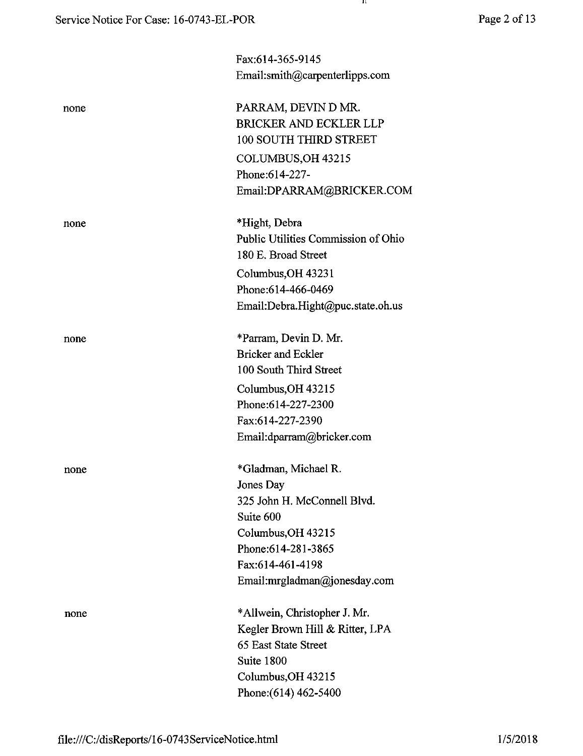Fax:614-365-9145
Email:smith@carpenterlipps.com

none

PARRAM, DEVIN D MR.
BRICKER AND ECKLER LLP
100 SOUTH THIRD STREET
COLUMBUS,OH 43215
Phone:614-227-
Email:DPARRAM@BRICKER.COM

none

*Hight, Debra
Public Utilities Commission of Ohio
180 E. Broad Street
Columbus,OH 43231
Phone:614-466-0469
Email:Debra.Hight@puc.state.oh.us

none

*Parram, Devin D. Mr.
Bricker and Eckler
100 South Third Street
Columbus,OH 43215
Phone:614-227-2300
Fax:614-227-2390
Email:dparram@bricker.com

none

*Gladman, Michael R.
Jones Day
325 John H. McConnell Blvd.
Suite 600
Columbus,OH 43215
Phone:614-281-3865
Fax:614-461-4198
Email:mrgladman@jonesday.com

none

*Allwein, Christopher J. Mr.
Kegler Brown Hill & Ritter, LPA
65 East State Street
Suite 1800
Columbus,OH 43215
Phone:(614) 462-5400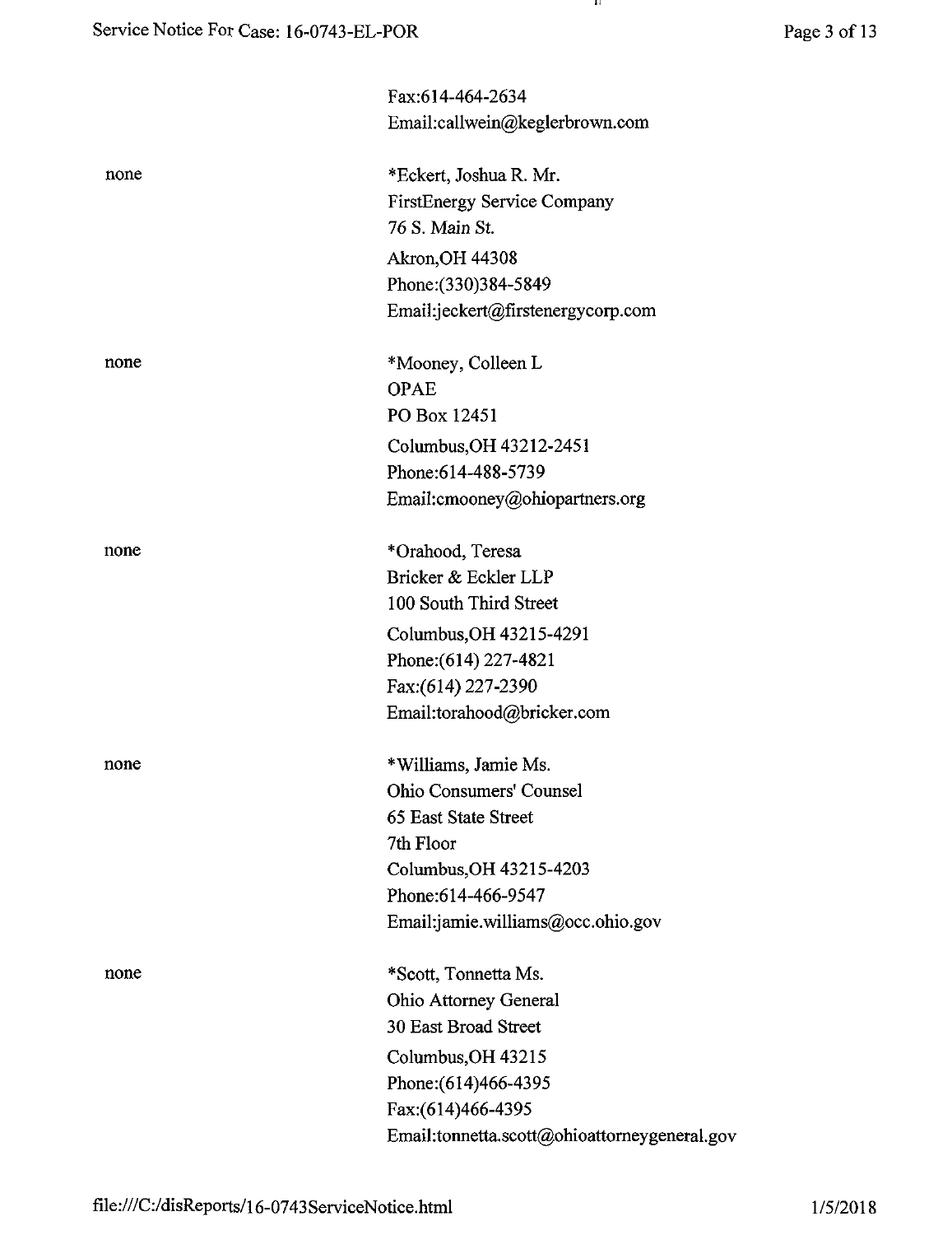Fax:614-464-2634
Email:callwein@keglerbrown.com

none

*Eckert, Joshua R. Mr.
FirstEnergy Service Company
76 S. Main St.
Akron,OH 44308
Phone:(330)384-5849
Email:jeckert@firstenergycorp.com

none

*Mooney, Colleen L
OPAE
PO Box 12451
Columbus,OH 43212-2451
Phone:614-488-5739
Email:cmooney@ohiopartners.org

none

*Orahood, Teresa
Bricker & Eckler LLP
100 South Third Street
Columbus,OH 43215-4291
Phone:(614) 227-4821
Fax:(614) 227-2390
Email:torahood@bricker.com

none

*Williams, Jamie Ms.
Ohio Consumers' Counsel
65 East State Street
7th Floor
Columbus,OH 43215-4203
Phone:614-466-9547
Email:jamie.williams@occ.ohio.gov

none

*Scott, Tonnetta Ms.
Ohio Attorney General
30 East Broad Street
Columbus,OH 43215
Phone:(614)466-4395
Fax:(614)466-4395
Email:tonnetta.scott@ohioattorneygeneral.gov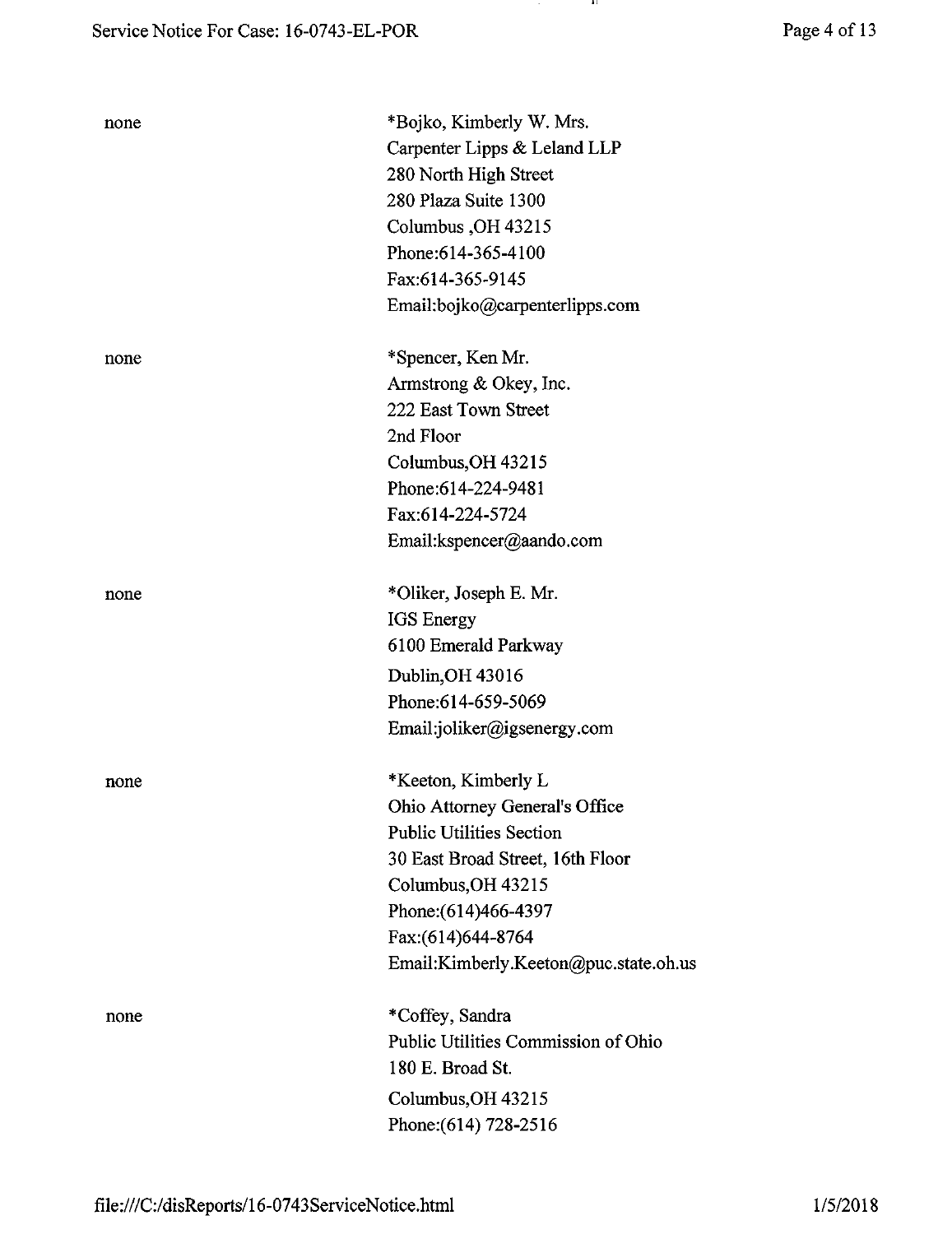none

*Bojko, Kimberly W. Mrs.
Carpenter Lipps & Leland LLP
280 North High Street
280 Plaza Suite 1300
Columbus ,OH 43215
Phone:614-365-4100
Fax:614-365-9145
Email:bojko@carpenterlipps.com

none

*Spencer, Ken Mr.
Armstrong & Okey, Inc.
222 East Town Street
2nd Floor
Columbus,OH 43215
Phone:614-224-9481
Fax:614-224-5724
Email:kspencer@aando.com

none

*Oliker, Joseph E. Mr.
IGS Energy
6100 Emerald Parkway
Dublin,OH 43016
Phone:614-659-5069
Email:joliker@igsenergy.com

none

*Keeton, Kimberly L
Ohio Attorney General's Office
Public Utilities Section
30 East Broad Street, 16th Floor
Columbus,OH 43215
Phone:(614)466-4397
Fax:(614)644-8764
Email:Kimberly.Keeton@puc.state.oh.us

none

*Coffey, Sandra
Public Utilities Commission of Ohio
180 E. Broad St.
Columbus,OH 43215
Phone:(614) 728-2516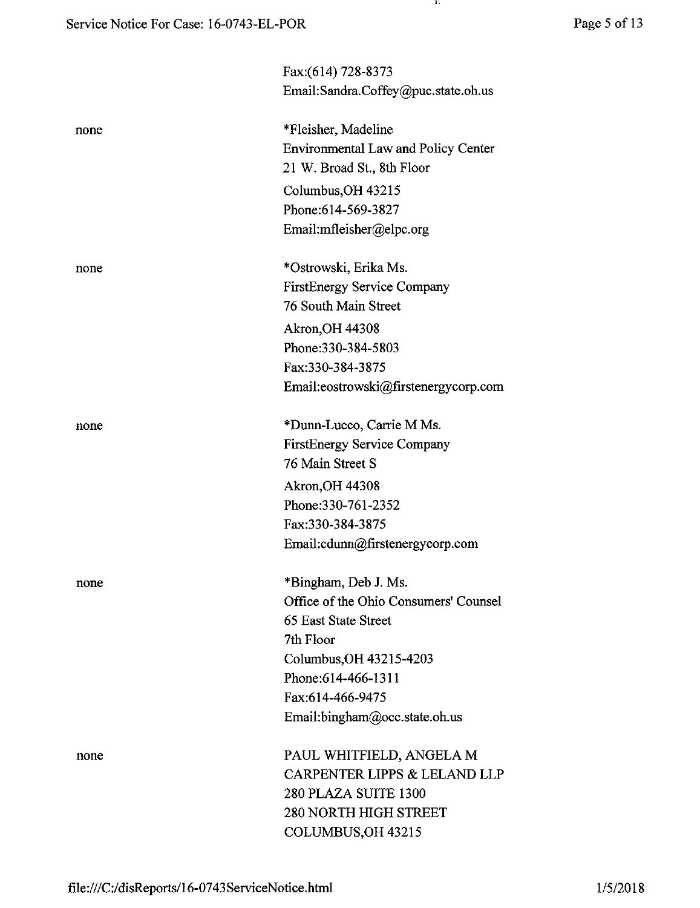Fax:(614) 728-8373
Email:Sandra.Coffey@puc.state.oh.us

none

*Fleisher, Madeline
Environmental Law and Policy Center
21 W. Broad St., 8th Floor
Columbus,OH 43215
Phone:614-569-3827
Email:mfleisher@elpc.org

none

*Ostrowski, Erika Ms.
FirstEnergy Service Company
76 South Main Street
Akron,OH 44308
Phone:330-384-5803
Fax:330-384-3875
Email:eostrowski@firstenergycorp.com

none

*Dunn-Lucco, Carrie M Ms.
FirstEnergy Service Company
76 Main Street S
Akron,OH 44308
Phone:330-761-2352
Fax:330-384-3875
Email:cdunn@firstenergycorp.com

none

*Bingham, Deb J. Ms.
Office of the Ohio Consumers' Counsel
65 East State Street
7th Floor
Columbus,OH 43215-4203
Phone:614-466-1311
Fax:614-466-9475
Email:bingham@occ.state.oh.us

none

PAUL WHITFIELD, ANGELA M
CARPENTER LIPPS & LELAND LLP
280 PLAZA SUITE 1300
280 NORTH HIGH STREET
COLUMBUS,OH 43215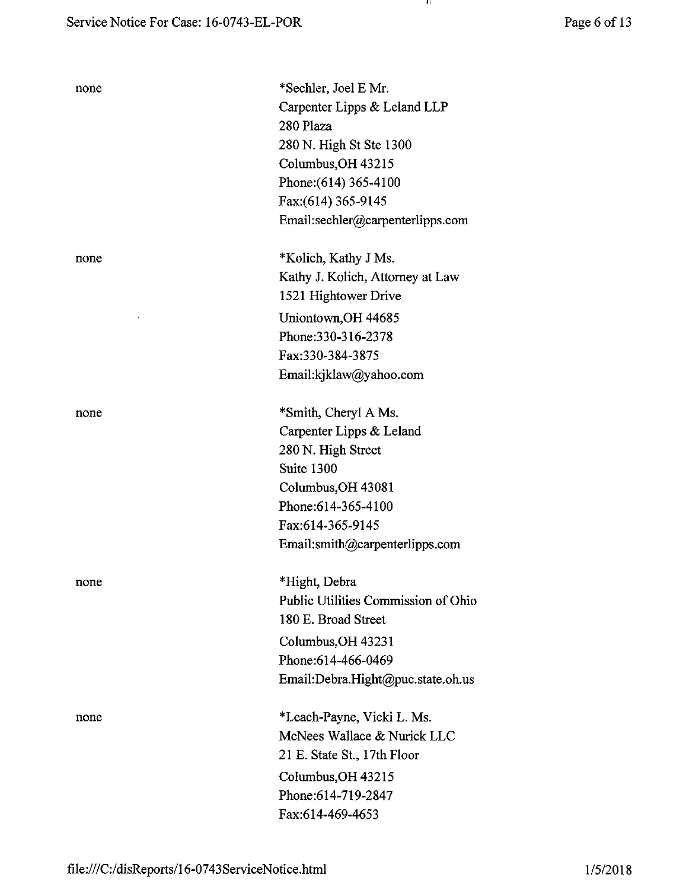| | |
|---|---|
| none | *Sechler, Joel E Mr.<br>Carpenter Lipps & Leland LLP<br>280 Plaza<br>280 N. High St Ste 1300<br>Columbus,OH 43215<br>Phone:(614) 365-4100<br>Fax:(614) 365-9145<br>Email:sechler@carpenterlipps.com |
| none | *Kolich, Kathy J Ms.<br>Kathy J. Kolich, Attorney at Law<br>1521 Hightower Drive<br>Uniontown,OH 44685<br>Phone:330-316-2378<br>Fax:330-384-3875<br>Email:kjklaw@yahoo.com |
| none | *Smith, Cheryl A Ms.<br>Carpenter Lipps & Leland<br>280 N. High Street<br>Suite 1300<br>Columbus,OH 43081<br>Phone:614-365-4100<br>Fax:614-365-9145<br>Email:smith@carpenterlipps.com |
| none | *Hight, Debra<br>Public Utilities Commission of Ohio<br>180 E. Broad Street<br>Columbus,OH 43231<br>Phone:614-466-0469<br>Email:Debra.Hight@puc.state.oh.us |
| none | *Leach-Payne, Vicki L. Ms.<br>McNees Wallace & Nurick LLC<br>21 E. State St., 17th Floor<br>Columbus,OH 43215<br>Phone:614-719-2847<br>Fax:614-469-4653 |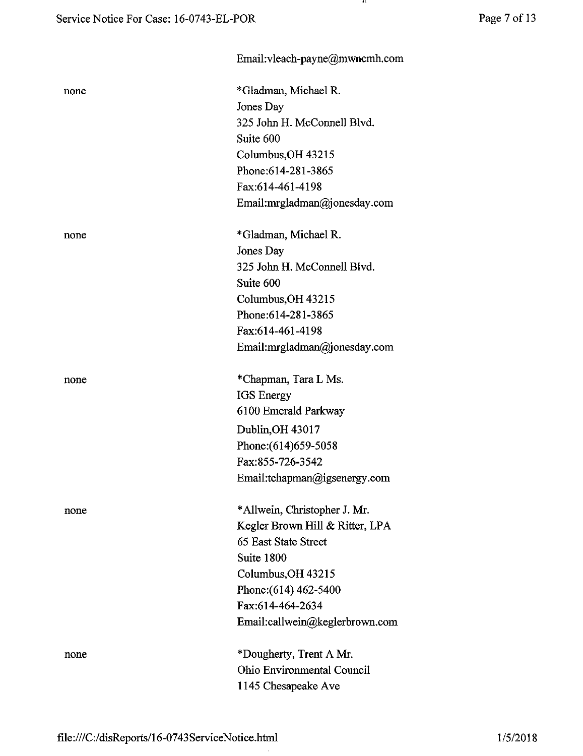Email:vleach-payne@mwncmh.com

none

*Gladman, Michael R.
Jones Day
325 John H. McConnell Blvd.
Suite 600
Columbus,OH 43215
Phone:614-281-3865
Fax:614-461-4198
Email:mrgladman@jonesday.com

none

*Gladman, Michael R.
Jones Day
325 John H. McConnell Blvd.
Suite 600
Columbus,OH 43215
Phone:614-281-3865
Fax:614-461-4198
Email:mrgladman@jonesday.com

none

*Chapman, Tara L Ms.
IGS Energy
6100 Emerald Parkway
Dublin,OH 43017
Phone:(614)659-5058
Fax:855-726-3542
Email:tchapman@igsenergy.com

none

*Allwein, Christopher J. Mr.
Kegler Brown Hill & Ritter, LPA
65 East State Street
Suite 1800
Columbus,OH 43215
Phone:(614) 462-5400
Fax:614-464-2634
Email:callwein@keglerbrown.com

none

*Dougherty, Trent A Mr.
Ohio Environmental Council
1145 Chesapeake Ave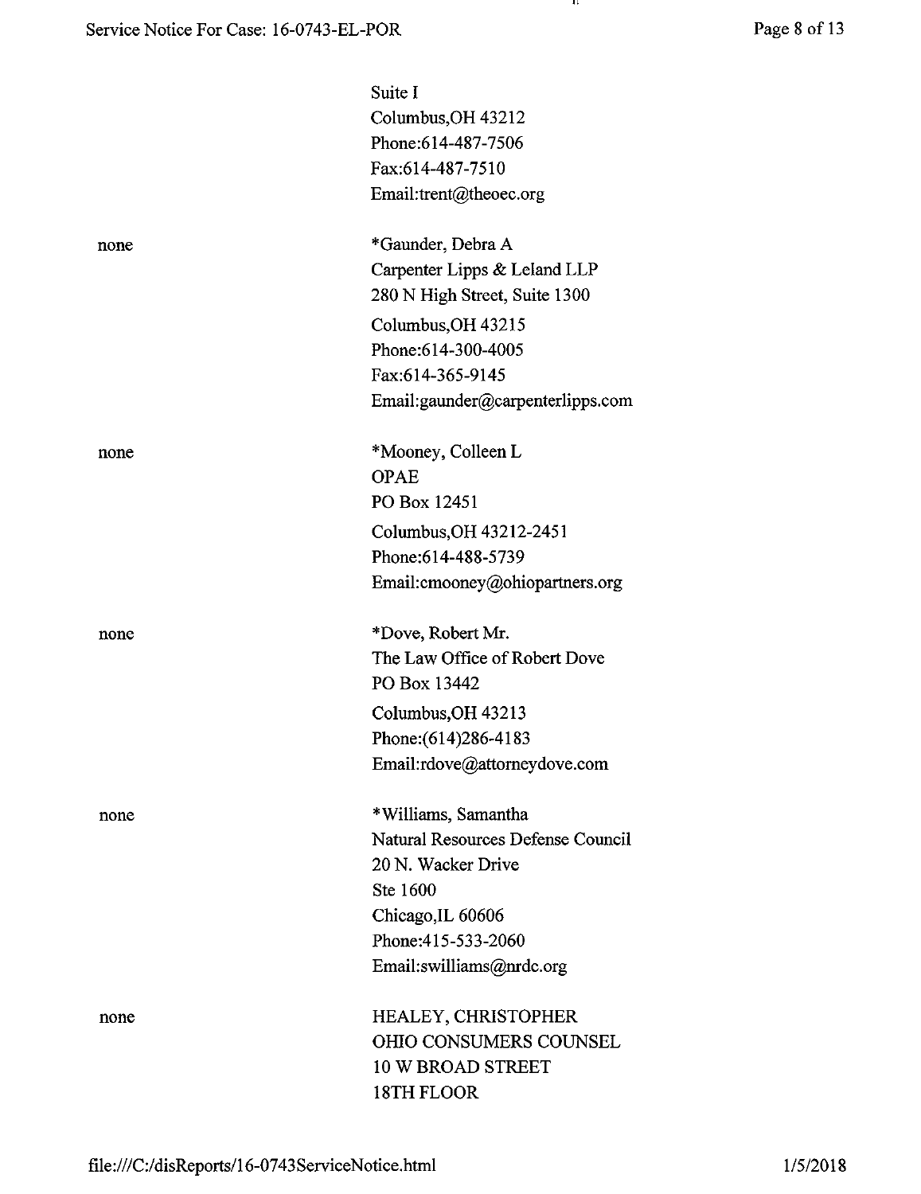| | |
|---|---|
| | Suite I<br>Columbus,OH 43212<br>Phone:614-487-7506<br>Fax:614-487-7510<br>Email:trent@theoec.org |
| none | *Gaunder, Debra A<br>Carpenter Lipps & Leland LLP<br>280 N High Street, Suite 1300<br>Columbus,OH 43215<br>Phone:614-300-4005<br>Fax:614-365-9145<br>Email:gaunder@carpenterlipps.com |
| none | *Mooney, Colleen L<br>OPAE<br>PO Box 12451<br>Columbus,OH 43212-2451<br>Phone:614-488-5739<br>Email:cmooney@ohiopartners.org |
| none | *Dove, Robert Mr.<br>The Law Office of Robert Dove<br>PO Box 13442<br>Columbus,OH 43213<br>Phone:(614)286-4183<br>Email:rdove@attorneydove.com |
| none | *Williams, Samantha<br>Natural Resources Defense Council<br>20 N. Wacker Drive<br>Ste 1600<br>Chicago,IL 60606<br>Phone:415-533-2060<br>Email:swilliams@nrdc.org |
| none | HEALEY, CHRISTOPHER<br>OHIO CONSUMERS COUNSEL<br>10 W BROAD STREET<br>18TH FLOOR |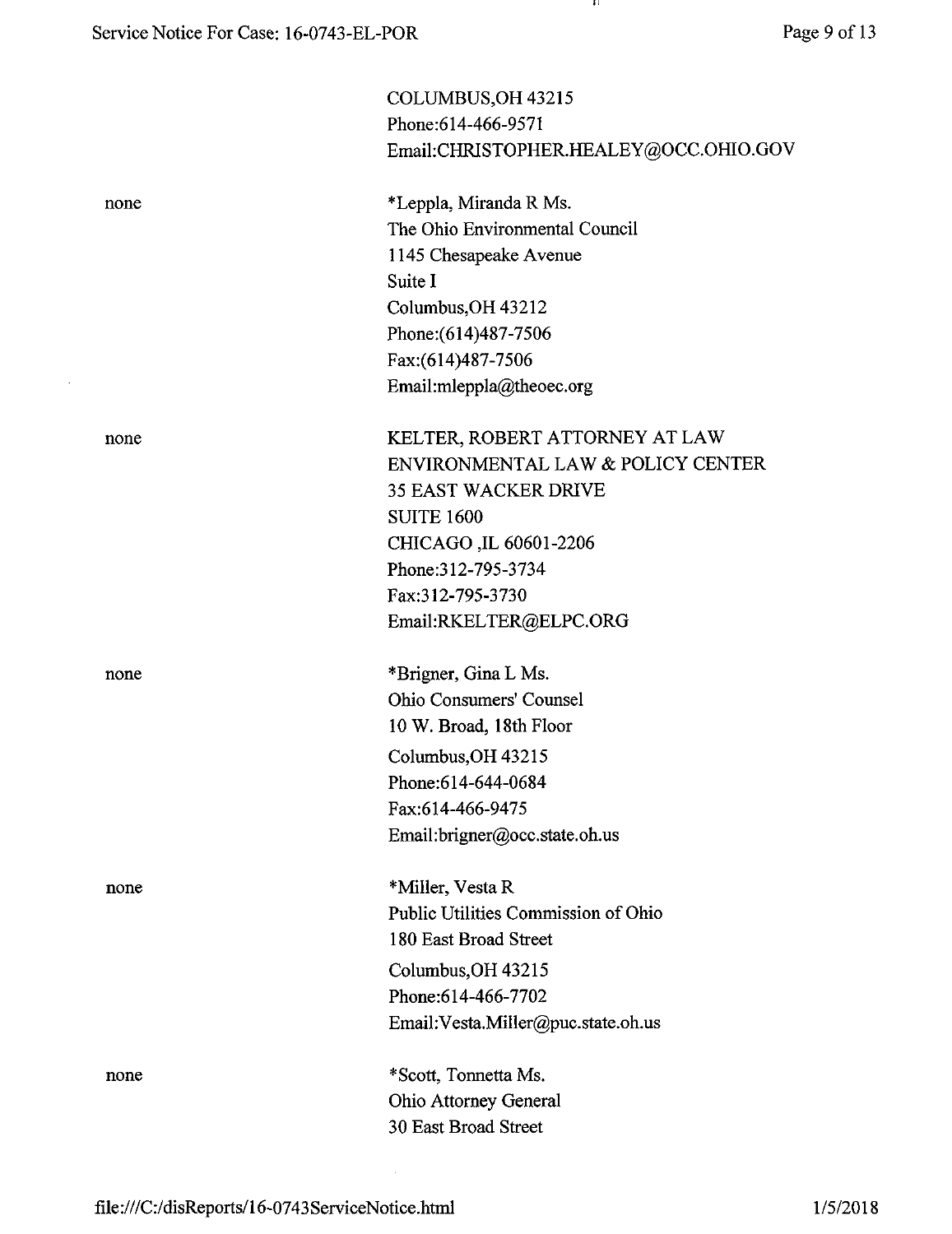COLUMBUS,OH 43215
Phone:614-466-9571
Email:CHRISTOPHER.HEALEY@OCC.OHIO.GOV

none

*Leppla, Miranda R Ms.
The Ohio Environmental Council
1145 Chesapeake Avenue
Suite I
Columbus,OH 43212
Phone:(614)487-7506
Fax:(614)487-7506
Email:mleppla@theoec.org

none

KELTER, ROBERT ATTORNEY AT LAW
ENVIRONMENTAL LAW & POLICY CENTER
35 EAST WACKER DRIVE
SUITE 1600
CHICAGO ,IL 60601-2206
Phone:312-795-3734
Fax:312-795-3730
Email:RKELTER@ELPC.ORG

none

*Brigner, Gina L Ms.
Ohio Consumers' Counsel
10 W. Broad, 18th Floor
Columbus,OH 43215
Phone:614-644-0684
Fax:614-466-9475
Email:brigner@occ.state.oh.us

none

*Miller, Vesta R
Public Utilities Commission of Ohio
180 East Broad Street
Columbus,OH 43215
Phone:614-466-7702
Email:Vesta.Miller@puc.state.oh.us

none

*Scott, Tonnetta Ms.
Ohio Attorney General
30 East Broad Street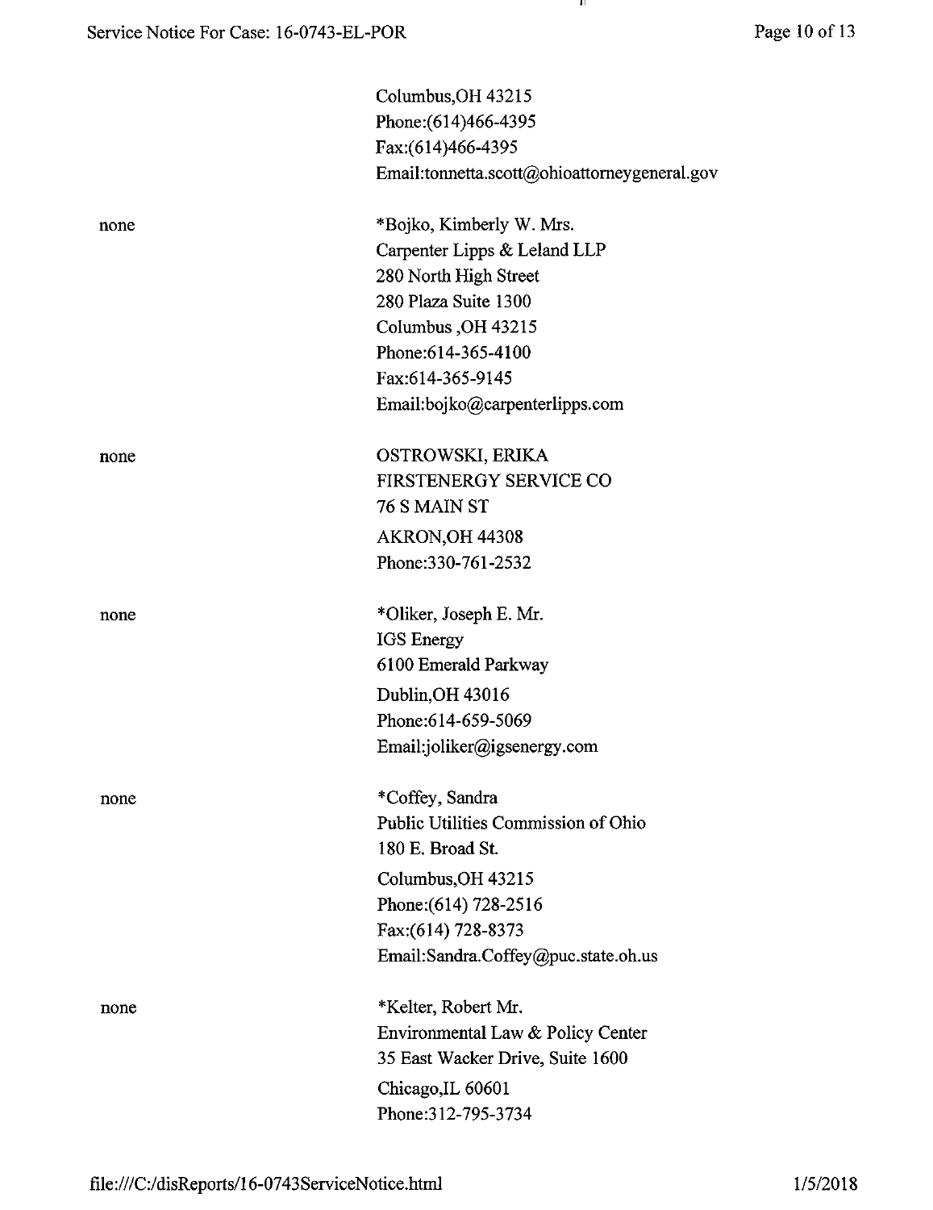| | |
|---|---|
| | Columbus,OH 43215<br>Phone:(614)466-4395<br>Fax:(614)466-4395<br>Email:tonnetta.scott@ohioattorneygeneral.gov |
| none | *Bojko, Kimberly W. Mrs.<br>Carpenter Lipps & Leland LLP<br>280 North High Street<br>280 Plaza Suite 1300<br>Columbus ,OH 43215<br>Phone:614-365-4100<br>Fax:614-365-9145<br>Email:bojko@carpenterlipps.com |
| none | OSTROWSKI, ERIKA<br>FIRSTENERGY SERVICE CO<br>76 S MAIN ST<br>AKRON,OH 44308<br>Phone:330-761-2532 |
| none | *Oliker, Joseph E. Mr.<br>IGS Energy<br>6100 Emerald Parkway<br>Dublin,OH 43016<br>Phone:614-659-5069<br>Email:joliker@igsenergy.com |
| none | *Coffey, Sandra<br>Public Utilities Commission of Ohio<br>180 E. Broad St.<br>Columbus,OH 43215<br>Phone:(614) 728-2516<br>Fax:(614) 728-8373<br>Email:Sandra.Coffey@puc.state.oh.us |
| none | *Kelter, Robert Mr.<br>Environmental Law & Policy Center<br>35 East Wacker Drive, Suite 1600<br>Chicago,IL 60601<br>Phone:312-795-3734 |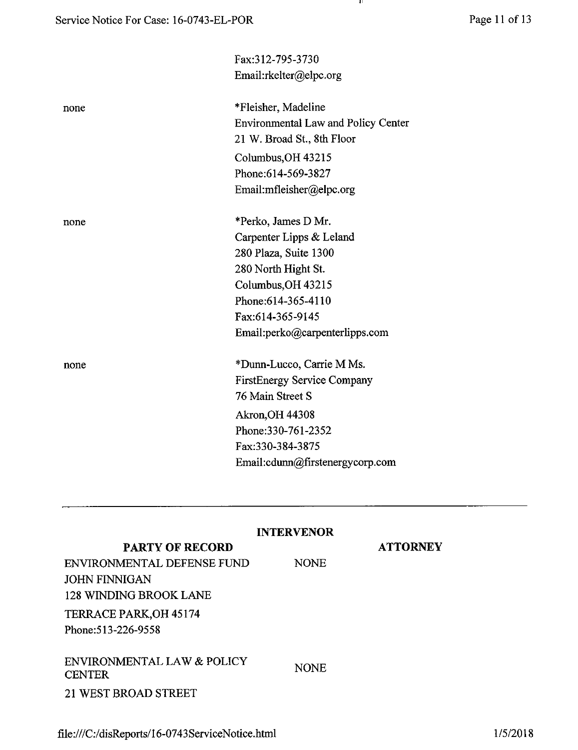| | |
|---|---|
| | Fax:312-795-3730<br>Email:rkelter@elpc.org |
| none | *Fleisher, Madeline<br>Environmental Law and Policy Center<br>21 W. Broad St., 8th Floor<br>Columbus,OH 43215<br>Phone:614-569-3827<br>Email:mfleisher@elpc.org |
| none | *Perko, James D Mr.<br>Carpenter Lipps & Leland<br>280 Plaza, Suite 1300<br>280 North Hight St.<br>Columbus,OH 43215<br>Phone:614-365-4110<br>Fax:614-365-9145<br>Email:perko@carpenterlipps.com |
| none | *Dunn-Lucco, Carrie M Ms.<br>FirstEnergy Service Company<br>76 Main Street S<br>Akron,OH 44308<br>Phone:330-761-2352<br>Fax:330-384-3875<br>Email:cdunn@firstenergycorp.com |

---

**INTERVENOR**

| **PARTY OF RECORD** | **ATTORNEY** |
|---|---|
| ENVIRONMENTAL DEFENSE FUND<br>JOHN FINNIGAN<br>128 WINDING BROOK LANE<br>TERRACE PARK,OH 45174<br>Phone:513-226-9558 | NONE |
| ENVIRONMENTAL LAW & POLICY CENTER<br>21 WEST BROAD STREET | NONE |

file:///C:/disReports/16-0743ServiceNotice.html 1/5/2018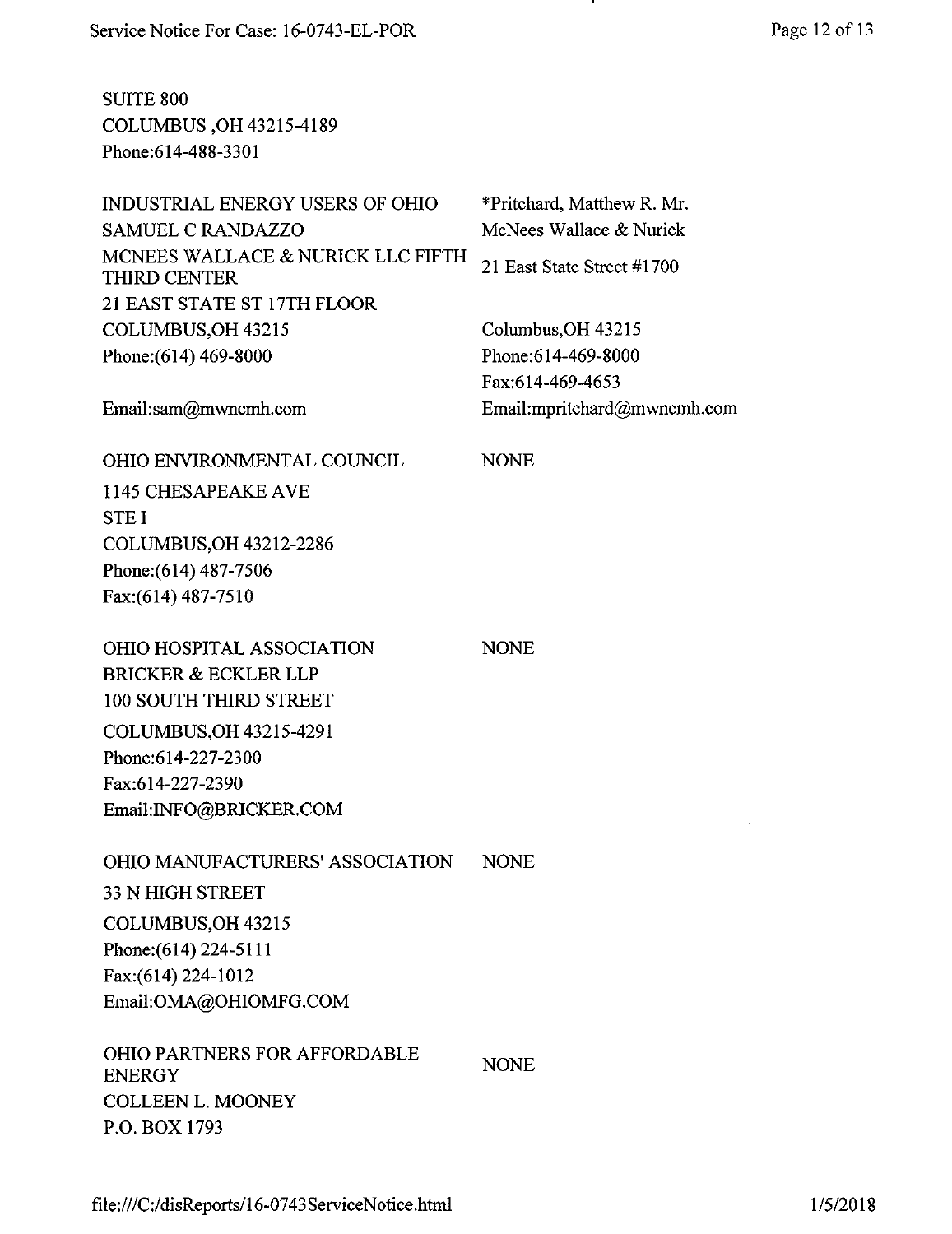SUITE 800
COLUMBUS ,OH 43215-4189
Phone:614-488-3301

| | |
|---|---|
| INDUSTRIAL ENERGY USERS OF OHIO<br>SAMUEL C RANDAZZO<br>MCNEES WALLACE & NURICK LLC FIFTH THIRD CENTER<br>21 EAST STATE ST 17TH FLOOR<br>COLUMBUS,OH 43215<br>Phone:(614) 469-8000<br>Email:sam@mwncmh.com | *Pritchard, Matthew R. Mr.<br>McNees Wallace & Nurick<br>21 East State Street #1700<br>Columbus,OH 43215<br>Phone:614-469-8000<br>Fax:614-469-4653<br>Email:mpritchard@mwncmh.com |
| OHIO ENVIRONMENTAL COUNCIL<br>1145 CHESAPEAKE AVE<br>STE I<br>COLUMBUS,OH 43212-2286<br>Phone:(614) 487-7506<br>Fax:(614) 487-7510 | NONE |
| OHIO HOSPITAL ASSOCIATION<br>BRICKER & ECKLER LLP<br>100 SOUTH THIRD STREET<br>COLUMBUS,OH 43215-4291<br>Phone:614-227-2300<br>Fax:614-227-2390<br>Email:INFO@BRICKER.COM | NONE |
| OHIO MANUFACTURERS' ASSOCIATION<br>33 N HIGH STREET<br>COLUMBUS,OH 43215<br>Phone:(614) 224-5111<br>Fax:(614) 224-1012<br>Email:OMA@OHIOMFG.COM | NONE |
| OHIO PARTNERS FOR AFFORDABLE ENERGY<br>COLLEEN L. MOONEY<br>P.O. BOX 1793 | NONE |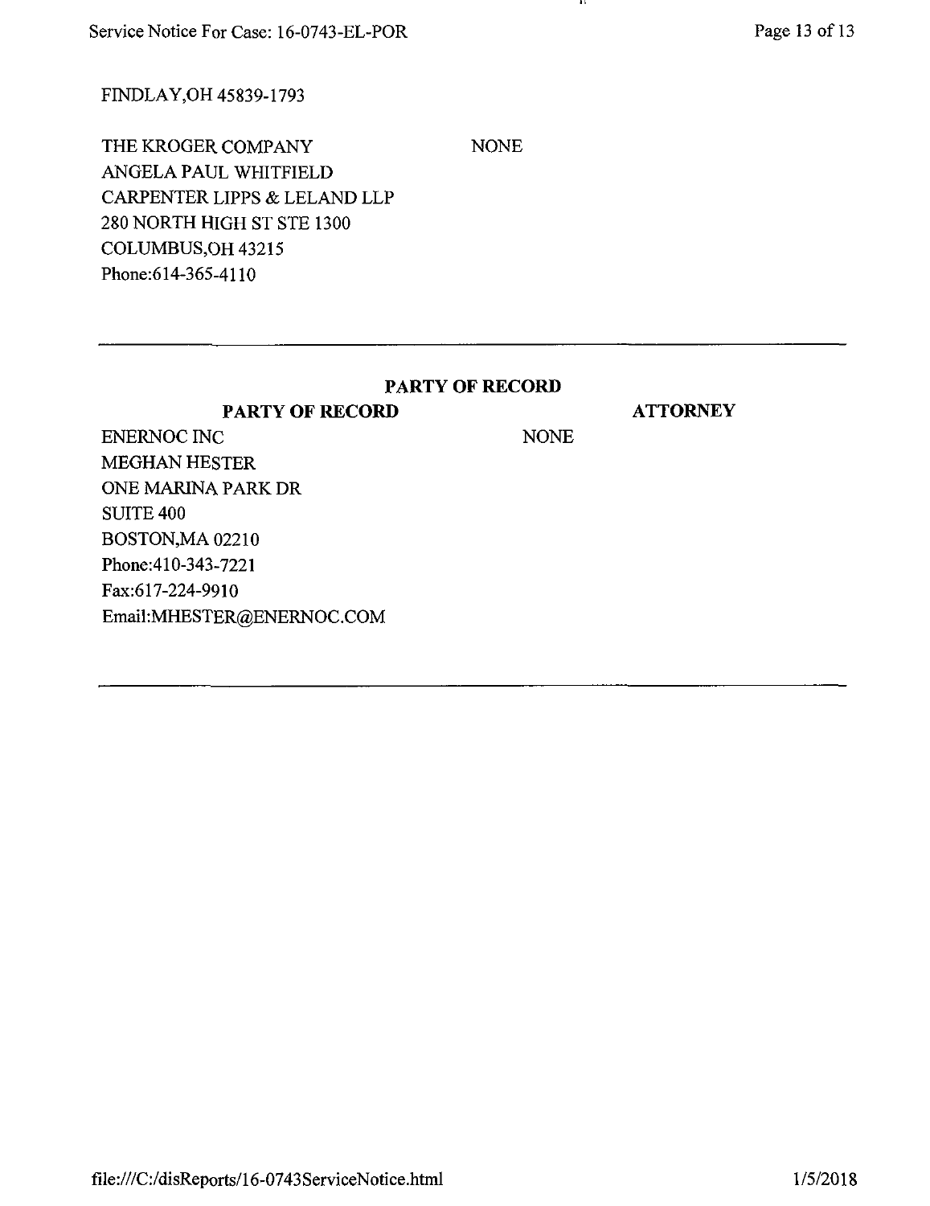FINDLAY,OH 45839-1793

| | |
|---|---|
| THE KROGER COMPANY<br>ANGELA PAUL WHITFIELD<br>CARPENTER LIPPS & LELAND LLP<br>280 NORTH HIGH ST STE 1300<br>COLUMBUS,OH 43215<br>Phone:614-365-4110 | NONE |

---

**PARTY OF RECORD**

| PARTY OF RECORD | ATTORNEY |
|---|---|
| ENERNOC INC<br>MEGHAN HESTER<br>ONE MARINA PARK DR<br>SUITE 400<br>BOSTON,MA 02210<br>Phone:410-343-7221<br>Fax:617-224-9910<br>Email:MHESTER@ENERNOC.COM | NONE |

---